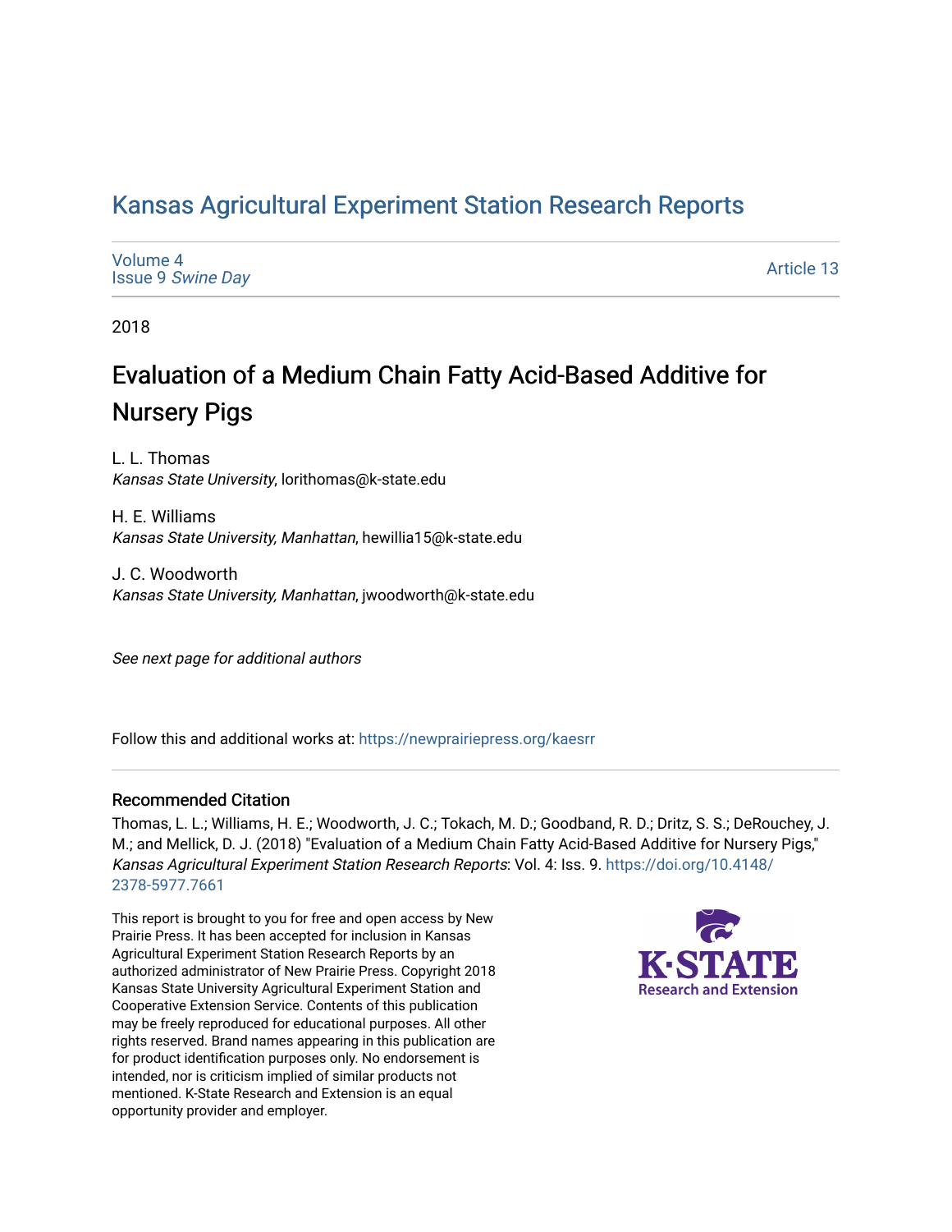# Kansas Agricultural Experiment Station Research Reports

Volume 4
Issue 9 *Swine Day*

Article 13

2018

## Evaluation of a Medium Chain Fatty Acid-Based Additive for Nursery Pigs

L. L. Thomas
*Kansas State University*, lorithomas@k-state.edu

H. E. Williams
*Kansas State University, Manhattan*, hewillia15@k-state.edu

J. C. Woodworth
*Kansas State University, Manhattan*, jwoodworth@k-state.edu

*See next page for additional authors*

Follow this and additional works at: https://newprairiepress.org/kaesrr

### Recommended Citation

Thomas, L. L.; Williams, H. E.; Woodworth, J. C.; Tokach, M. D.; Goodband, R. D.; Dritz, S. S.; DeRouchey, J. M.; and Mellick, D. J. (2018) "Evaluation of a Medium Chain Fatty Acid-Based Additive for Nursery Pigs," *Kansas Agricultural Experiment Station Research Reports*: Vol. 4: Iss. 9. https://doi.org/10.4148/2378-5977.7661

This report is brought to you for free and open access by New Prairie Press. It has been accepted for inclusion in Kansas Agricultural Experiment Station Research Reports by an authorized administrator of New Prairie Press. Copyright 2018 Kansas State University Agricultural Experiment Station and Cooperative Extension Service. Contents of this publication may be freely reproduced for educational purposes. All other rights reserved. Brand names appearing in this publication are for product identification purposes only. No endorsement is intended, nor is criticism implied of similar products not mentioned. K-State Research and Extension is an equal opportunity provider and employer.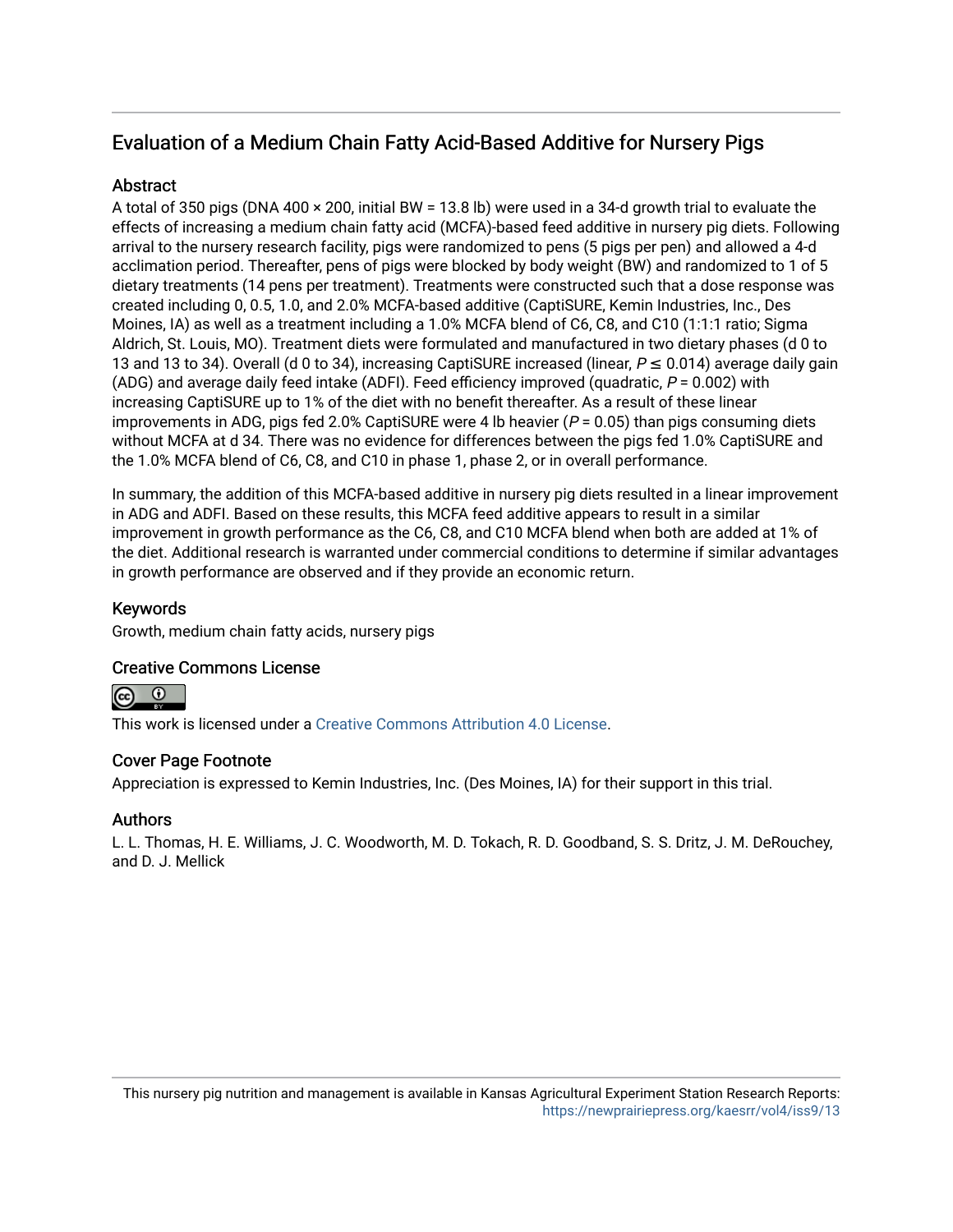## Evaluation of a Medium Chain Fatty Acid-Based Additive for Nursery Pigs

### Abstract

A total of 350 pigs (DNA 400 × 200, initial BW = 13.8 lb) were used in a 34-d growth trial to evaluate the effects of increasing a medium chain fatty acid (MCFA)-based feed additive in nursery pig diets. Following arrival to the nursery research facility, pigs were randomized to pens (5 pigs per pen) and allowed a 4-d acclimation period. Thereafter, pens of pigs were blocked by body weight (BW) and randomized to 1 of 5 dietary treatments (14 pens per treatment). Treatments were constructed such that a dose response was created including 0, 0.5, 1.0, and 2.0% MCFA-based additive (CaptiSURE, Kemin Industries, Inc., Des Moines, IA) as well as a treatment including a 1.0% MCFA blend of C6, C8, and C10 (1:1:1 ratio; Sigma Aldrich, St. Louis, MO). Treatment diets were formulated and manufactured in two dietary phases (d 0 to 13 and 13 to 34). Overall (d 0 to 34), increasing CaptiSURE increased (linear, $P \leq 0.014$) average daily gain (ADG) and average daily feed intake (ADFI). Feed efficiency improved (quadratic, $P = 0.002$) with increasing CaptiSURE up to 1% of the diet with no benefit thereafter. As a result of these linear improvements in ADG, pigs fed 2.0% CaptiSURE were 4 lb heavier ($P = 0.05$) than pigs consuming diets without MCFA at d 34. There was no evidence for differences between the pigs fed 1.0% CaptiSURE and the 1.0% MCFA blend of C6, C8, and C10 in phase 1, phase 2, or in overall performance.

In summary, the addition of this MCFA-based additive in nursery pig diets resulted in a linear improvement in ADG and ADFI. Based on these results, this MCFA feed additive appears to result in a similar improvement in growth performance as the C6, C8, and C10 MCFA blend when both are added at 1% of the diet. Additional research is warranted under commercial conditions to determine if similar advantages in growth performance are observed and if they provide an economic return.

### Keywords

Growth, medium chain fatty acids, nursery pigs

### Creative Commons License

This work is licensed under a Creative Commons Attribution 4.0 License.

### Cover Page Footnote

Appreciation is expressed to Kemin Industries, Inc. (Des Moines, IA) for their support in this trial.

### Authors

L. L. Thomas, H. E. Williams, J. C. Woodworth, M. D. Tokach, R. D. Goodband, S. S. Dritz, J. M. DeRouchey, and D. J. Mellick

This nursery pig nutrition and management is available in Kansas Agricultural Experiment Station Research Reports: https://newprairiepress.org/kaesrr/vol4/iss9/13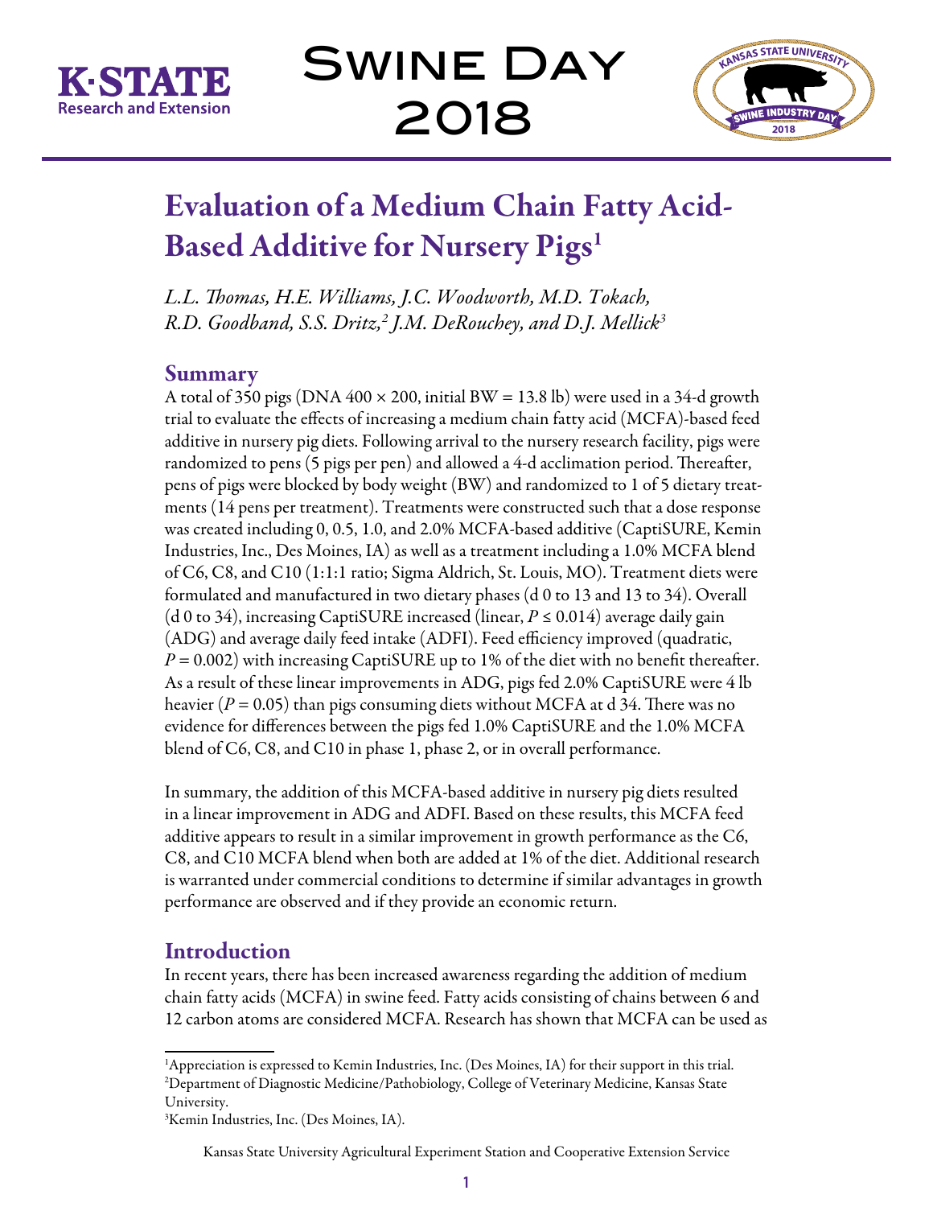# Evaluation of a Medium Chain Fatty Acid-Based Additive for Nursery Pigs[1]

*L.L. Thomas, H.E. Williams, J.C. Woodworth, M.D. Tokach, R.D. Goodband, S.S. Dritz,[2] J.M. DeRouchey, and D.J. Mellick[3]*

## Summary

A total of 350 pigs (DNA 400 × 200, initial BW = 13.8 lb) were used in a 34-d growth trial to evaluate the effects of increasing a medium chain fatty acid (MCFA)-based feed additive in nursery pig diets. Following arrival to the nursery research facility, pigs were randomized to pens (5 pigs per pen) and allowed a 4-d acclimation period. Thereafter, pens of pigs were blocked by body weight (BW) and randomized to 1 of 5 dietary treatments (14 pens per treatment). Treatments were constructed such that a dose response was created including 0, 0.5, 1.0, and 2.0% MCFA-based additive (CaptiSURE, Kemin Industries, Inc., Des Moines, IA) as well as a treatment including a 1.0% MCFA blend of C6, C8, and C10 (1:1:1 ratio; Sigma Aldrich, St. Louis, MO). Treatment diets were formulated and manufactured in two dietary phases (d 0 to 13 and 13 to 34). Overall (d 0 to 34), increasing CaptiSURE increased (linear, $P \leq 0.014$) average daily gain (ADG) and average daily feed intake (ADFI). Feed efficiency improved (quadratic, $P = 0.002$) with increasing CaptiSURE up to 1% of the diet with no benefit thereafter. As a result of these linear improvements in ADG, pigs fed 2.0% CaptiSURE were 4 lb heavier ($P = 0.05$) than pigs consuming diets without MCFA at d 34. There was no evidence for differences between the pigs fed 1.0% CaptiSURE and the 1.0% MCFA blend of C6, C8, and C10 in phase 1, phase 2, or in overall performance.

In summary, the addition of this MCFA-based additive in nursery pig diets resulted in a linear improvement in ADG and ADFI. Based on these results, this MCFA feed additive appears to result in a similar improvement in growth performance as the C6, C8, and C10 MCFA blend when both are added at 1% of the diet. Additional research is warranted under commercial conditions to determine if similar advantages in growth performance are observed and if they provide an economic return.

## Introduction

In recent years, there has been increased awareness regarding the addition of medium chain fatty acids (MCFA) in swine feed. Fatty acids consisting of chains between 6 and 12 carbon atoms are considered MCFA. Research has shown that MCFA can be used as

---

[1] Appreciation is expressed to Kemin Industries, Inc. (Des Moines, IA) for their support in this trial.
[2] Department of Diagnostic Medicine/Pathobiology, College of Veterinary Medicine, Kansas State University.
[3] Kemin Industries, Inc. (Des Moines, IA).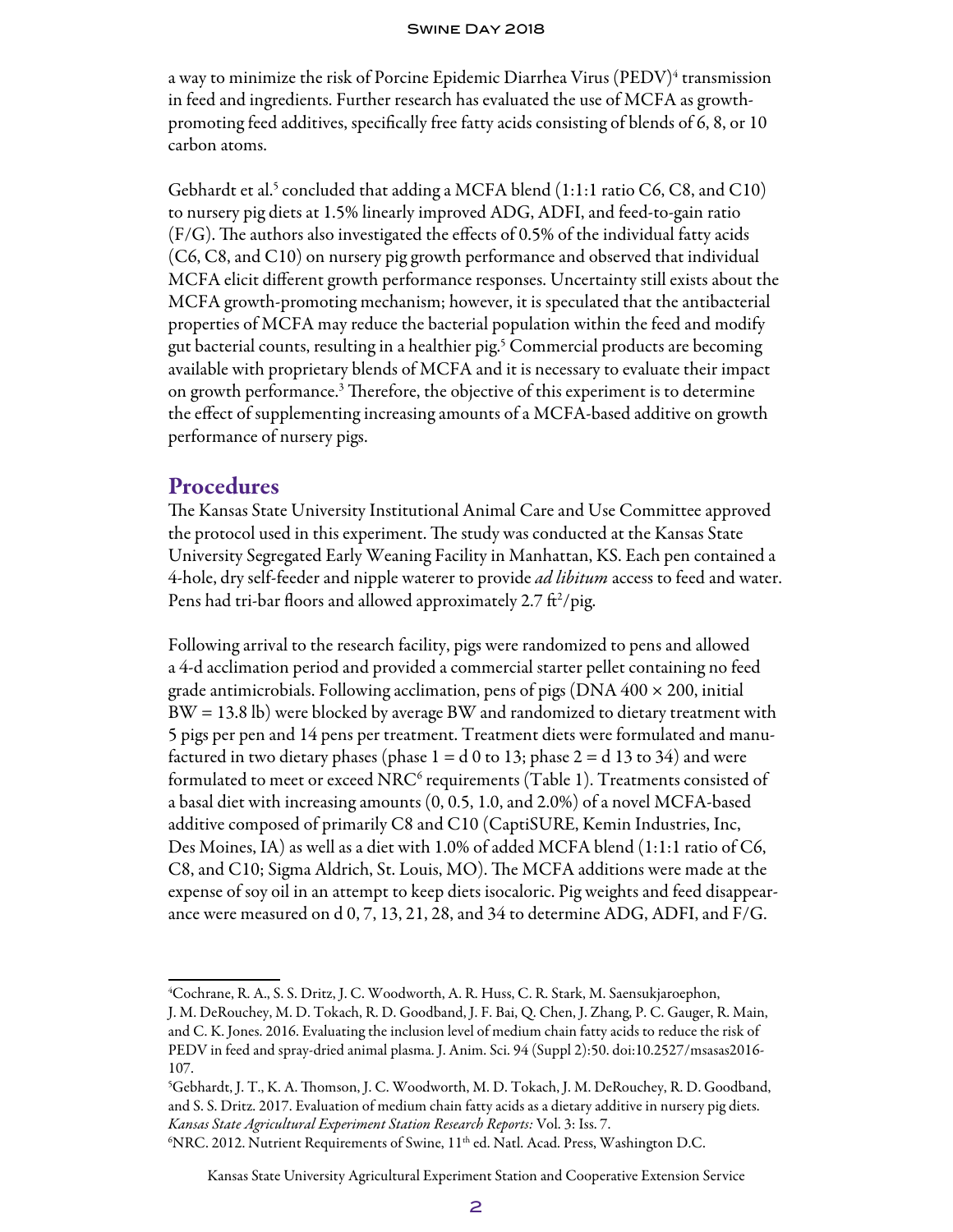a way to minimize the risk of Porcine Epidemic Diarrhea Virus (PEDV)[4] transmission in feed and ingredients. Further research has evaluated the use of MCFA as growth-promoting feed additives, specifically free fatty acids consisting of blends of 6, 8, or 10 carbon atoms.

Gebhardt et al.[5] concluded that adding a MCFA blend (1:1:1 ratio C6, C8, and C10) to nursery pig diets at 1.5% linearly improved ADG, ADFI, and feed-to-gain ratio (F/G). The authors also investigated the effects of 0.5% of the individual fatty acids (C6, C8, and C10) on nursery pig growth performance and observed that individual MCFA elicit different growth performance responses. Uncertainty still exists about the MCFA growth-promoting mechanism; however, it is speculated that the antibacterial properties of MCFA may reduce the bacterial population within the feed and modify gut bacterial counts, resulting in a healthier pig.[5] Commercial products are becoming available with proprietary blends of MCFA and it is necessary to evaluate their impact on growth performance.[3] Therefore, the objective of this experiment is to determine the effect of supplementing increasing amounts of a MCFA-based additive on growth performance of nursery pigs.

## Procedures

The Kansas State University Institutional Animal Care and Use Committee approved the protocol used in this experiment. The study was conducted at the Kansas State University Segregated Early Weaning Facility in Manhattan, KS. Each pen contained a 4-hole, dry self-feeder and nipple waterer to provide *ad libitum* access to feed and water. Pens had tri-bar floors and allowed approximately 2.7 $ft^2$/pig.

Following arrival to the research facility, pigs were randomized to pens and allowed a 4-d acclimation period and provided a commercial starter pellet containing no feed grade antimicrobials. Following acclimation, pens of pigs (DNA 400 × 200, initial BW = 13.8 lb) were blocked by average BW and randomized to dietary treatment with 5 pigs per pen and 14 pens per treatment. Treatment diets were formulated and manufactured in two dietary phases (phase 1 = d 0 to 13; phase 2 = d 13 to 34) and were formulated to meet or exceed NRC[6] requirements (Table 1). Treatments consisted of a basal diet with increasing amounts (0, 0.5, 1.0, and 2.0%) of a novel MCFA-based additive composed of primarily C8 and C10 (CaptiSURE, Kemin Industries, Inc, Des Moines, IA) as well as a diet with 1.0% of added MCFA blend (1:1:1 ratio of C6, C8, and C10; Sigma Aldrich, St. Louis, MO). The MCFA additions were made at the expense of soy oil in an attempt to keep diets isocaloric. Pig weights and feed disappearance were measured on d 0, 7, 13, 21, 28, and 34 to determine ADG, ADFI, and F/G.

---

[4]Cochrane, R. A., S. S. Dritz, J. C. Woodworth, A. R. Huss, C. R. Stark, M. Saensukjaroephon, J. M. DeRouchey, M. D. Tokach, R. D. Goodband, J. F. Bai, Q. Chen, J. Zhang, P. C. Gauger, R. Main, and C. K. Jones. 2016. Evaluating the inclusion level of medium chain fatty acids to reduce the risk of PEDV in feed and spray-dried animal plasma. J. Anim. Sci. 94 (Suppl 2):50. doi:10.2527/msasas2016-107.

[5]Gebhardt, J. T., K. A. Thomson, J. C. Woodworth, M. D. Tokach, J. M. DeRouchey, R. D. Goodband, and S. S. Dritz. 2017. Evaluation of medium chain fatty acids as a dietary additive in nursery pig diets. *Kansas State Agricultural Experiment Station Research Reports:* Vol. 3: Iss. 7.

[6]NRC. 2012. Nutrient Requirements of Swine, 11th ed. Natl. Acad. Press, Washington D.C.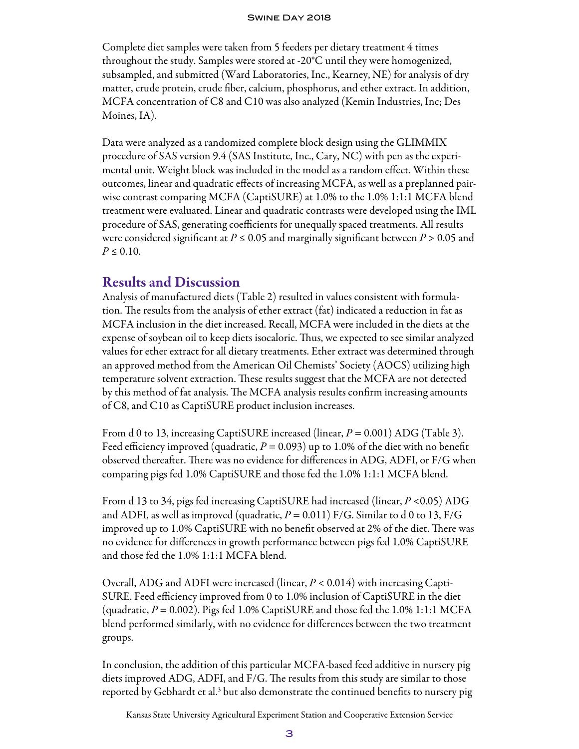Complete diet samples were taken from 5 feeders per dietary treatment 4 times throughout the study. Samples were stored at -20°C until they were homogenized, subsampled, and submitted (Ward Laboratories, Inc., Kearney, NE) for analysis of dry matter, crude protein, crude fiber, calcium, phosphorus, and ether extract. In addition, MCFA concentration of C8 and C10 was also analyzed (Kemin Industries, Inc; Des Moines, IA).

Data were analyzed as a randomized complete block design using the GLIMMIX procedure of SAS version 9.4 (SAS Institute, Inc., Cary, NC) with pen as the experimental unit. Weight block was included in the model as a random effect. Within these outcomes, linear and quadratic effects of increasing MCFA, as well as a preplanned pairwise contrast comparing MCFA (CaptiSURE) at 1.0% to the 1.0% 1:1:1 MCFA blend treatment were evaluated. Linear and quadratic contrasts were developed using the IML procedure of SAS, generating coefficients for unequally spaced treatments. All results were considered significant at $P \leq 0.05$ and marginally significant between $P > 0.05$ and $P \leq 0.10$.

## Results and Discussion

Analysis of manufactured diets (Table 2) resulted in values consistent with formulation. The results from the analysis of ether extract (fat) indicated a reduction in fat as MCFA inclusion in the diet increased. Recall, MCFA were included in the diets at the expense of soybean oil to keep diets isocaloric. Thus, we expected to see similar analyzed values for ether extract for all dietary treatments. Ether extract was determined through an approved method from the American Oil Chemists' Society (AOCS) utilizing high temperature solvent extraction. These results suggest that the MCFA are not detected by this method of fat analysis. The MCFA analysis results confirm increasing amounts of C8, and C10 as CaptiSURE product inclusion increases.

From d 0 to 13, increasing CaptiSURE increased (linear, $P = 0.001$) ADG (Table 3). Feed efficiency improved (quadratic, $P = 0.093$) up to 1.0% of the diet with no benefit observed thereafter. There was no evidence for differences in ADG, ADFI, or F/G when comparing pigs fed 1.0% CaptiSURE and those fed the 1.0% 1:1:1 MCFA blend.

From d 13 to 34, pigs fed increasing CaptiSURE had increased (linear, $P < 0.05$) ADG and ADFI, as well as improved (quadratic, $P = 0.011$) F/G. Similar to d 0 to 13, F/G improved up to 1.0% CaptiSURE with no benefit observed at 2% of the diet. There was no evidence for differences in growth performance between pigs fed 1.0% CaptiSURE and those fed the 1.0% 1:1:1 MCFA blend.

Overall, ADG and ADFI were increased (linear, $P < 0.014$) with increasing CaptiSURE. Feed efficiency improved from 0 to 1.0% inclusion of CaptiSURE in the diet (quadratic, $P = 0.002$). Pigs fed 1.0% CaptiSURE and those fed the 1.0% 1:1:1 MCFA blend performed similarly, with no evidence for differences between the two treatment groups.

In conclusion, the addition of this particular MCFA-based feed additive in nursery pig diets improved ADG, ADFI, and F/G. The results from this study are similar to those reported by Gebhardt et al.[3] but also demonstrate the continued benefits to nursery pig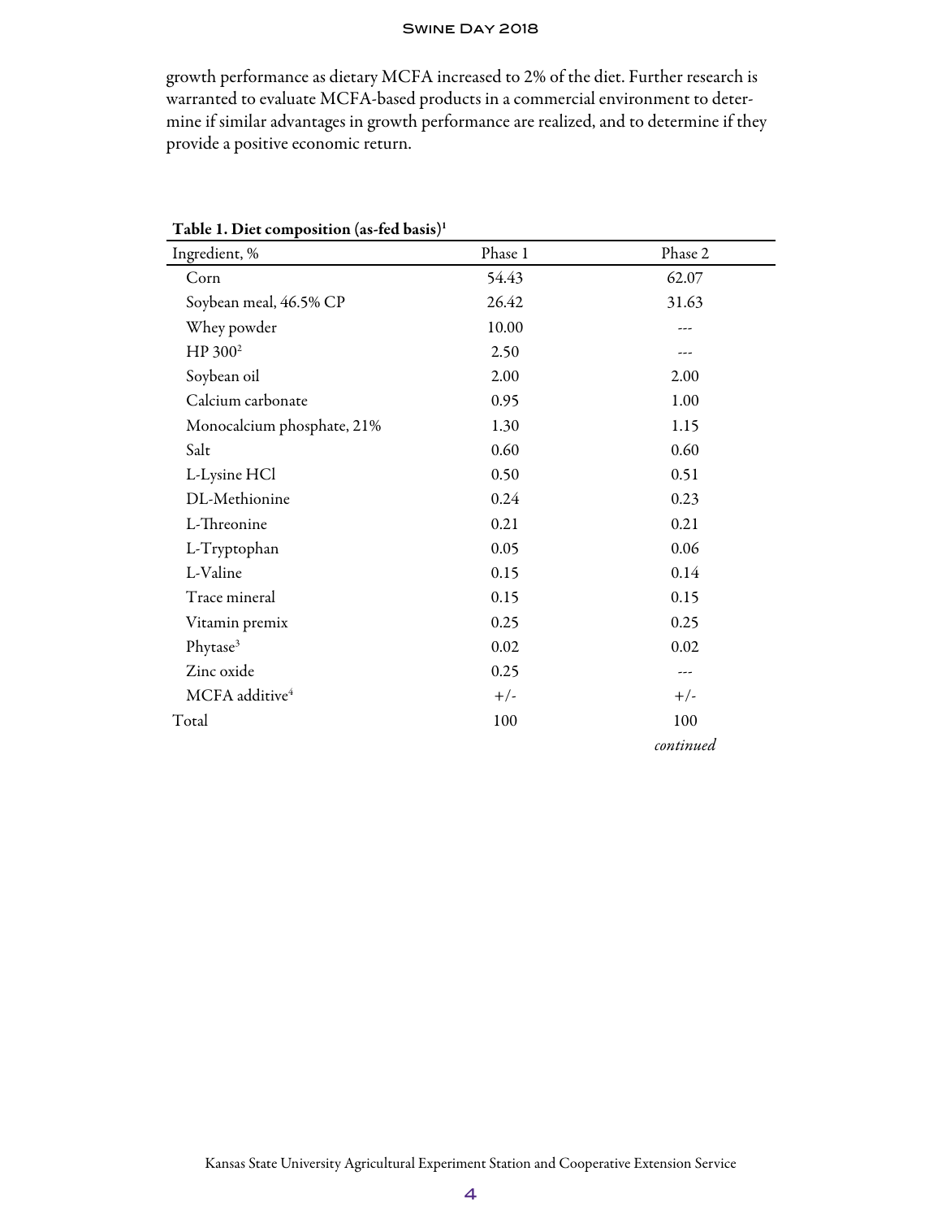growth performance as dietary MCFA increased to 2% of the diet. Further research is warranted to evaluate MCFA-based products in a commercial environment to determine if similar advantages in growth performance are realized, and to determine if they provide a positive economic return.

**Table 1. Diet composition (as-fed basis)[1]**

| Ingredient, % | Phase 1 | Phase 2 |
|---|---|---|
| Corn | 54.43 | 62.07 |
| Soybean meal, 46.5% CP | 26.42 | 31.63 |
| Whey powder | 10.00 | --- |
| HP 300[2] | 2.50 | --- |
| Soybean oil | 2.00 | 2.00 |
| Calcium carbonate | 0.95 | 1.00 |
| Monocalcium phosphate, 21% | 1.30 | 1.15 |
| Salt | 0.60 | 0.60 |
| L-Lysine HCl | 0.50 | 0.51 |
| DL-Methionine | 0.24 | 0.23 |
| L-Threonine | 0.21 | 0.21 |
| L-Tryptophan | 0.05 | 0.06 |
| L-Valine | 0.15 | 0.14 |
| Trace mineral | 0.15 | 0.15 |
| Vitamin premix | 0.25 | 0.25 |
| Phytase[3] | 0.02 | 0.02 |
| Zinc oxide | 0.25 | --- |
| MCFA additive[4] | +/- | +/- |
| Total | 100 | 100 |

*continued*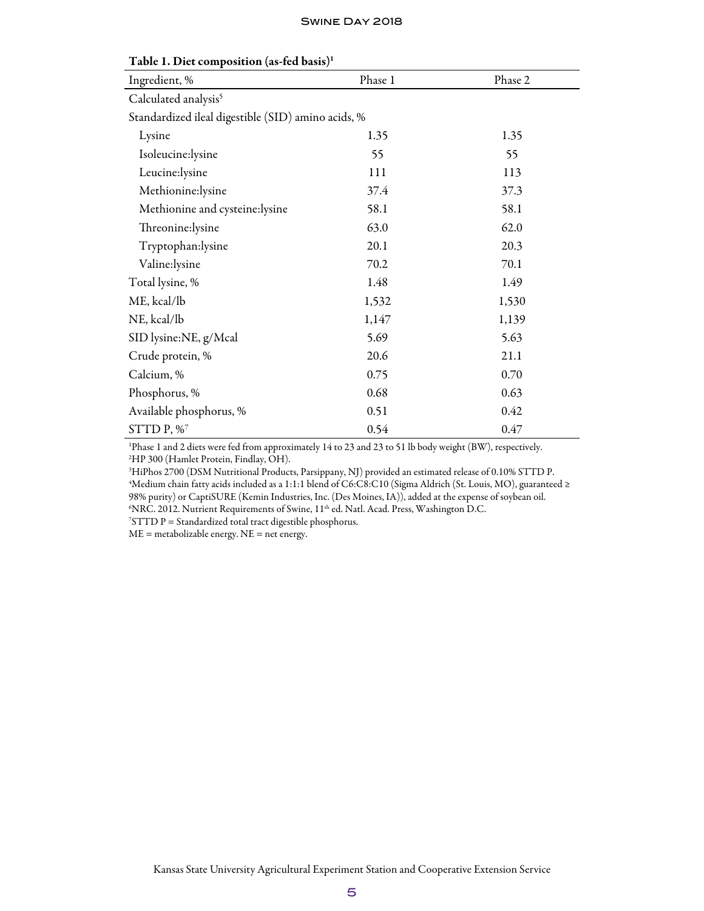Table 1. Diet composition (as-fed basis)[1]

| Ingredient, % | Phase 1 | Phase 2 |
|---|---|---|
| Calculated analysis[5] | | |
| Standardized ileal digestible (SID) amino acids, % | | |
| Lysine | 1.35 | 1.35 |
| Isoleucine:lysine | 55 | 55 |
| Leucine:lysine | 111 | 113 |
| Methionine:lysine | 37.4 | 37.3 |
| Methionine and cysteine:lysine | 58.1 | 58.1 |
| Threonine:lysine | 63.0 | 62.0 |
| Tryptophan:lysine | 20.1 | 20.3 |
| Valine:lysine | 70.2 | 70.1 |
| Total lysine, % | 1.48 | 1.49 |
| ME, kcal/lb | 1,532 | 1,530 |
| NE, kcal/lb | 1,147 | 1,139 |
| SID lysine:NE, g/Mcal | 5.69 | 5.63 |
| Crude protein, % | 20.6 | 21.1 |
| Calcium, % | 0.75 | 0.70 |
| Phosphorus, % | 0.68 | 0.63 |
| Available phosphorus, % | 0.51 | 0.42 |
| STTD P, %[7] | 0.54 | 0.47 |

[1]Phase 1 and 2 diets were fed from approximately 14 to 23 and 23 to 51 lb body weight (BW), respectively.
[2]HP 300 (Hamlet Protein, Findlay, OH).
[3]HiPhos 2700 (DSM Nutritional Products, Parsippany, NJ) provided an estimated release of 0.10% STTD P.
[4]Medium chain fatty acids included as a 1:1:1 blend of C6:C8:C10 (Sigma Aldrich (St. Louis, MO), guaranteed ≥ 98% purity) or CaptiSURE (Kemin Industries, Inc. (Des Moines, IA)), added at the expense of soybean oil.
[6]NRC. 2012. Nutrient Requirements of Swine, 11th ed. Natl. Acad. Press, Washington D.C.
[7]STTD P = Standardized total tract digestible phosphorus.
ME = metabolizable energy. NE = net energy.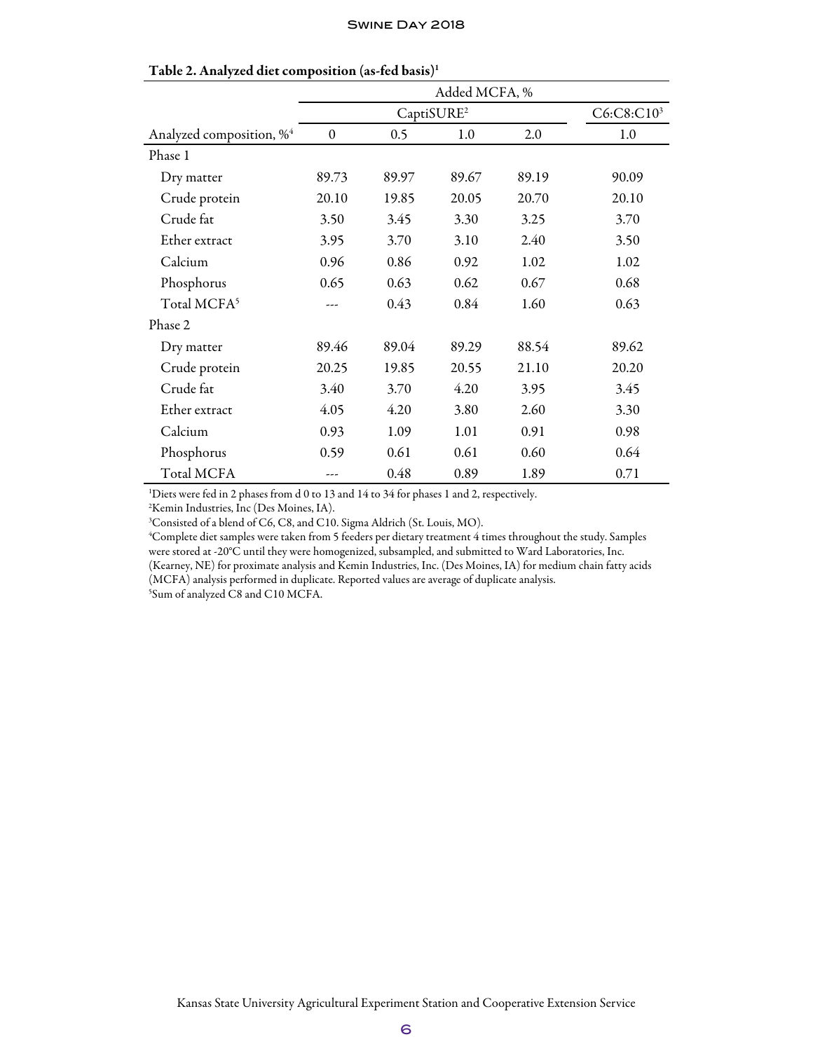**Table 2. Analyzed diet composition (as-fed basis)[1]**

| | Added MCFA, % | | | | |
|---|---|---|---|---|---|
| | CaptiSURE[2] | | | | C6:C8:C10[3] |
| Analyzed composition, %[4] | 0 | 0.5 | 1.0 | 2.0 | 1.0 |
| Phase 1 | | | | | |
| Dry matter | 89.73 | 89.97 | 89.67 | 89.19 | 90.09 |
| Crude protein | 20.10 | 19.85 | 20.05 | 20.70 | 20.10 |
| Crude fat | 3.50 | 3.45 | 3.30 | 3.25 | 3.70 |
| Ether extract | 3.95 | 3.70 | 3.10 | 2.40 | 3.50 |
| Calcium | 0.96 | 0.86 | 0.92 | 1.02 | 1.02 |
| Phosphorus | 0.65 | 0.63 | 0.62 | 0.67 | 0.68 |
| Total MCFA[5] | --- | 0.43 | 0.84 | 1.60 | 0.63 |
| Phase 2 | | | | | |
| Dry matter | 89.46 | 89.04 | 89.29 | 88.54 | 89.62 |
| Crude protein | 20.25 | 19.85 | 20.55 | 21.10 | 20.20 |
| Crude fat | 3.40 | 3.70 | 4.20 | 3.95 | 3.45 |
| Ether extract | 4.05 | 4.20 | 3.80 | 2.60 | 3.30 |
| Calcium | 0.93 | 1.09 | 1.01 | 0.91 | 0.98 |
| Phosphorus | 0.59 | 0.61 | 0.61 | 0.60 | 0.64 |
| Total MCFA | --- | 0.48 | 0.89 | 1.89 | 0.71 |

[1]Diets were fed in 2 phases from d 0 to 13 and 14 to 34 for phases 1 and 2, respectively.
[2]Kemin Industries, Inc (Des Moines, IA).
[3]Consisted of a blend of C6, C8, and C10. Sigma Aldrich (St. Louis, MO).
[4]Complete diet samples were taken from 5 feeders per dietary treatment 4 times throughout the study. Samples were stored at -20°C until they were homogenized, subsampled, and submitted to Ward Laboratories, Inc. (Kearney, NE) for proximate analysis and Kemin Industries, Inc. (Des Moines, IA) for medium chain fatty acids (MCFA) analysis performed in duplicate. Reported values are average of duplicate analysis.
[5]Sum of analyzed C8 and C10 MCFA.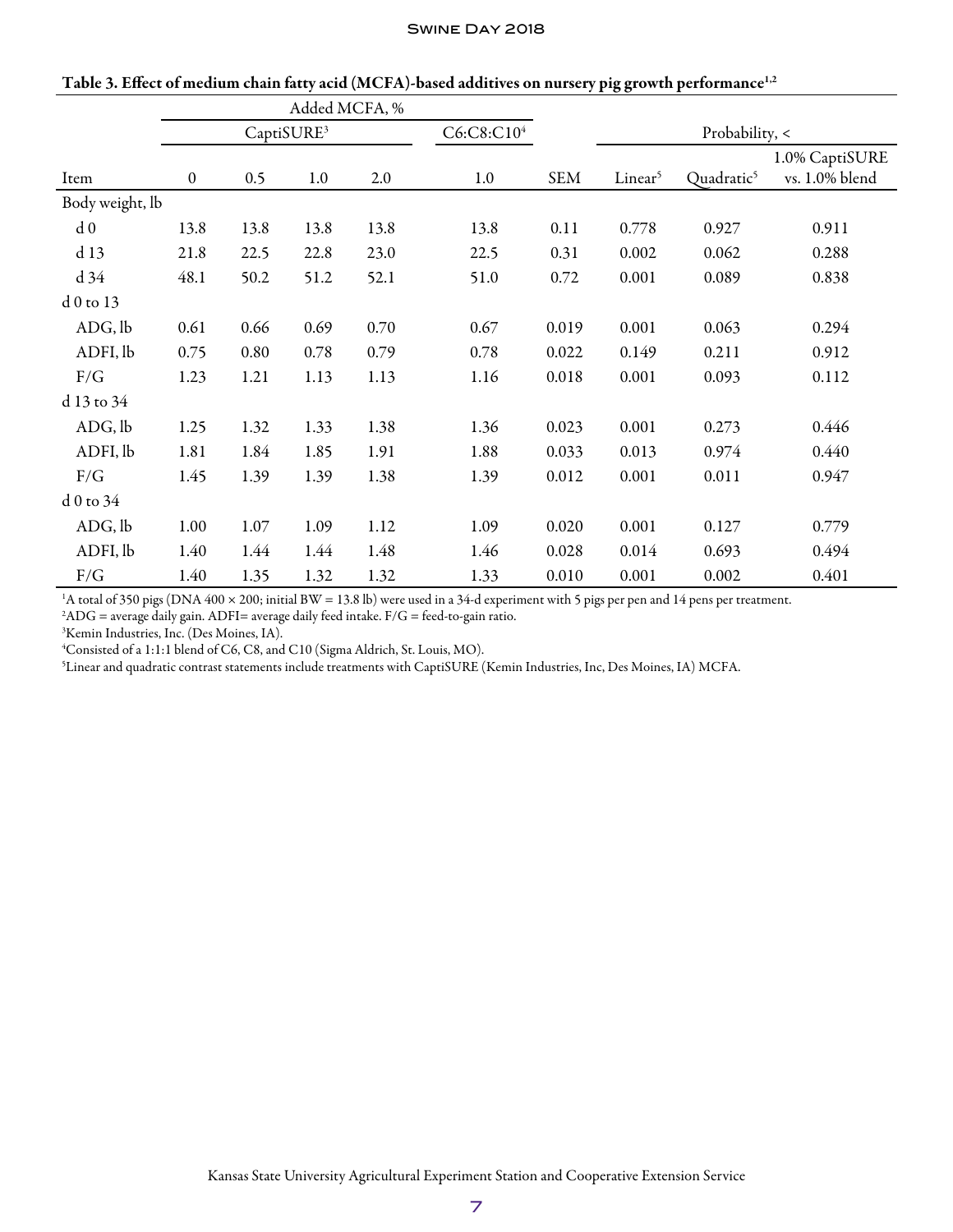Table 3. Effect of medium chain fatty acid (MCFA)-based additives on nursery pig growth performance[1,2]

| | Added MCFA, % | | | | | | | | |
|---|---|---|---|---|---|---|---|---|---|
| | CaptiSURE[3] | | | | C6:C8:C10[4] | | Probability, < | | |
| Item | 0 | 0.5 | 1.0 | 2.0 | 1.0 | SEM | Linear[5] | Quadratic[5] | 1.0% CaptiSURE vs. 1.0% blend |
| Body weight, lb | | | | | | | | | |
| d 0 | 13.8 | 13.8 | 13.8 | 13.8 | 13.8 | 0.11 | 0.778 | 0.927 | 0.911 |
| d 13 | 21.8 | 22.5 | 22.8 | 23.0 | 22.5 | 0.31 | 0.002 | 0.062 | 0.288 |
| d 34 | 48.1 | 50.2 | 51.2 | 52.1 | 51.0 | 0.72 | 0.001 | 0.089 | 0.838 |
| d 0 to 13 | | | | | | | | | |
| ADG, lb | 0.61 | 0.66 | 0.69 | 0.70 | 0.67 | 0.019 | 0.001 | 0.063 | 0.294 |
| ADFI, lb | 0.75 | 0.80 | 0.78 | 0.79 | 0.78 | 0.022 | 0.149 | 0.211 | 0.912 |
| F/G | 1.23 | 1.21 | 1.13 | 1.13 | 1.16 | 0.018 | 0.001 | 0.093 | 0.112 |
| d 13 to 34 | | | | | | | | | |
| ADG, lb | 1.25 | 1.32 | 1.33 | 1.38 | 1.36 | 0.023 | 0.001 | 0.273 | 0.446 |
| ADFI, lb | 1.81 | 1.84 | 1.85 | 1.91 | 1.88 | 0.033 | 0.013 | 0.974 | 0.440 |
| F/G | 1.45 | 1.39 | 1.39 | 1.38 | 1.39 | 0.012 | 0.001 | 0.011 | 0.947 |
| d 0 to 34 | | | | | | | | | |
| ADG, lb | 1.00 | 1.07 | 1.09 | 1.12 | 1.09 | 0.020 | 0.001 | 0.127 | 0.779 |
| ADFI, lb | 1.40 | 1.44 | 1.44 | 1.48 | 1.46 | 0.028 | 0.014 | 0.693 | 0.494 |
| F/G | 1.40 | 1.35 | 1.32 | 1.32 | 1.33 | 0.010 | 0.001 | 0.002 | 0.401 |

[1]A total of 350 pigs (DNA 400 × 200; initial BW = 13.8 lb) were used in a 34-d experiment with 5 pigs per pen and 14 pens per treatment.

[2]ADG = average daily gain. ADFI= average daily feed intake. F/G = feed-to-gain ratio.

[3]Kemin Industries, Inc. (Des Moines, IA).

[4]Consisted of a 1:1:1 blend of C6, C8, and C10 (Sigma Aldrich, St. Louis, MO).

[5]Linear and quadratic contrast statements include treatments with CaptiSURE (Kemin Industries, Inc, Des Moines, IA) MCFA.